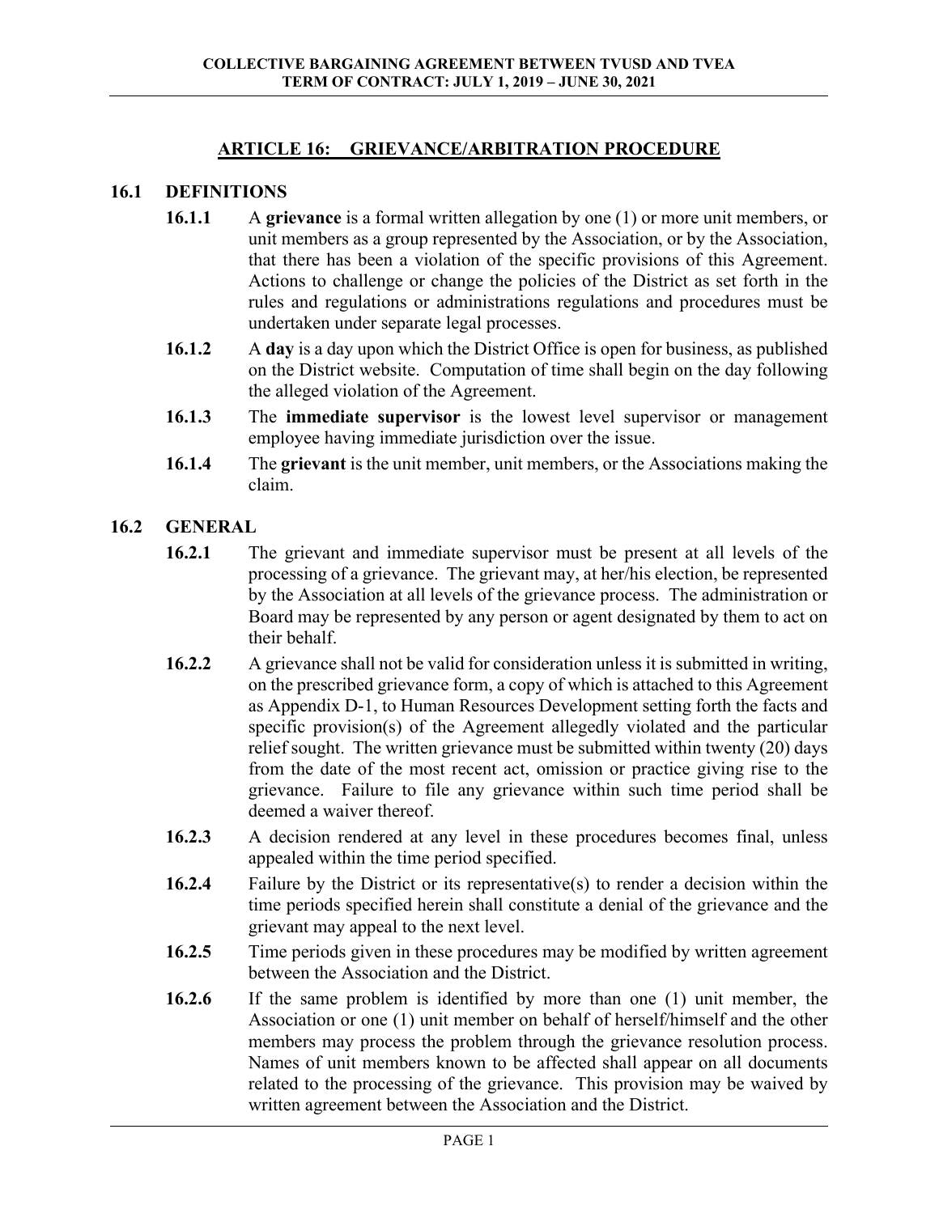## ARTICLE 16: GRIEVANCE/ARBITRATION PROCEDURE

### 16.1 DEFINITIONS

**16.1.1** A **grievance** is a formal written allegation by one (1) or more unit members, or unit members as a group represented by the Association, or by the Association, that there has been a violation of the specific provisions of this Agreement. Actions to challenge or change the policies of the District as set forth in the rules and regulations or administrations regulations and procedures must be undertaken under separate legal processes.

**16.1.2** A **day** is a day upon which the District Office is open for business, as published on the District website. Computation of time shall begin on the day following the alleged violation of the Agreement.

**16.1.3** The **immediate supervisor** is the lowest level supervisor or management employee having immediate jurisdiction over the issue.

**16.1.4** The **grievant** is the unit member, unit members, or the Associations making the claim.

### 16.2 GENERAL

**16.2.1** The grievant and immediate supervisor must be present at all levels of the processing of a grievance. The grievant may, at her/his election, be represented by the Association at all levels of the grievance process. The administration or Board may be represented by any person or agent designated by them to act on their behalf.

**16.2.2** A grievance shall not be valid for consideration unless it is submitted in writing, on the prescribed grievance form, a copy of which is attached to this Agreement as Appendix D-1, to Human Resources Development setting forth the facts and specific provision(s) of the Agreement allegedly violated and the particular relief sought. The written grievance must be submitted within twenty (20) days from the date of the most recent act, omission or practice giving rise to the grievance. Failure to file any grievance within such time period shall be deemed a waiver thereof.

**16.2.3** A decision rendered at any level in these procedures becomes final, unless appealed within the time period specified.

**16.2.4** Failure by the District or its representative(s) to render a decision within the time periods specified herein shall constitute a denial of the grievance and the grievant may appeal to the next level.

**16.2.5** Time periods given in these procedures may be modified by written agreement between the Association and the District.

**16.2.6** If the same problem is identified by more than one (1) unit member, the Association or one (1) unit member on behalf of herself/himself and the other members may process the problem through the grievance resolution process. Names of unit members known to be affected shall appear on all documents related to the processing of the grievance. This provision may be waived by written agreement between the Association and the District.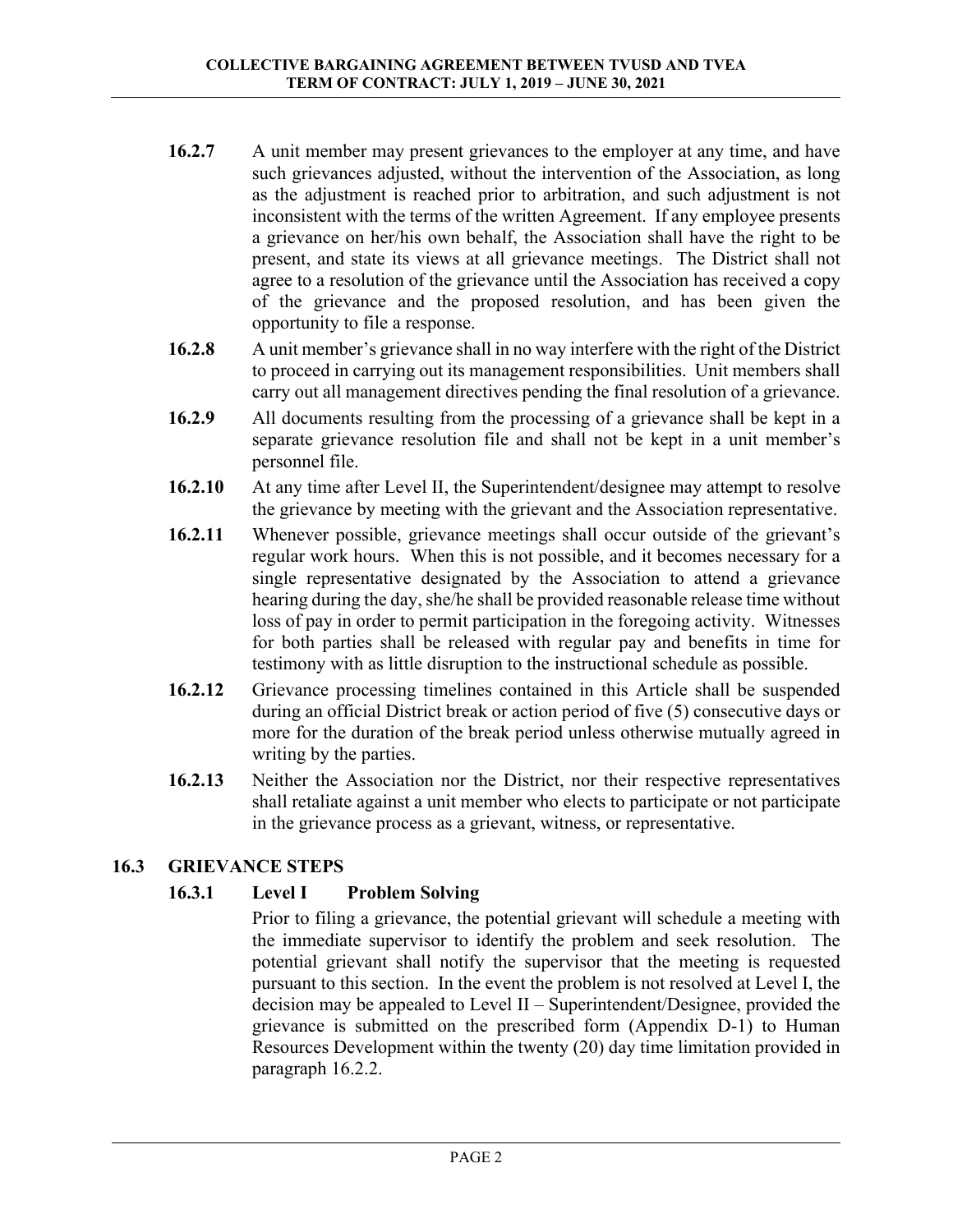**16.2.7** A unit member may present grievances to the employer at any time, and have such grievances adjusted, without the intervention of the Association, as long as the adjustment is reached prior to arbitration, and such adjustment is not inconsistent with the terms of the written Agreement. If any employee presents a grievance on her/his own behalf, the Association shall have the right to be present, and state its views at all grievance meetings. The District shall not agree to a resolution of the grievance until the Association has received a copy of the grievance and the proposed resolution, and has been given the opportunity to file a response.

**16.2.8** A unit member's grievance shall in no way interfere with the right of the District to proceed in carrying out its management responsibilities. Unit members shall carry out all management directives pending the final resolution of a grievance.

**16.2.9** All documents resulting from the processing of a grievance shall be kept in a separate grievance resolution file and shall not be kept in a unit member's personnel file.

**16.2.10** At any time after Level II, the Superintendent/designee may attempt to resolve the grievance by meeting with the grievant and the Association representative.

**16.2.11** Whenever possible, grievance meetings shall occur outside of the grievant's regular work hours. When this is not possible, and it becomes necessary for a single representative designated by the Association to attend a grievance hearing during the day, she/he shall be provided reasonable release time without loss of pay in order to permit participation in the foregoing activity. Witnesses for both parties shall be released with regular pay and benefits in time for testimony with as little disruption to the instructional schedule as possible.

**16.2.12** Grievance processing timelines contained in this Article shall be suspended during an official District break or action period of five (5) consecutive days or more for the duration of the break period unless otherwise mutually agreed in writing by the parties.

**16.2.13** Neither the Association nor the District, nor their respective representatives shall retaliate against a unit member who elects to participate or not participate in the grievance process as a grievant, witness, or representative.

## 16.3 GRIEVANCE STEPS

### 16.3.1 Level I Problem Solving

Prior to filing a grievance, the potential grievant will schedule a meeting with the immediate supervisor to identify the problem and seek resolution. The potential grievant shall notify the supervisor that the meeting is requested pursuant to this section. In the event the problem is not resolved at Level I, the decision may be appealed to Level II – Superintendent/Designee, provided the grievance is submitted on the prescribed form (Appendix D-1) to Human Resources Development within the twenty (20) day time limitation provided in paragraph 16.2.2.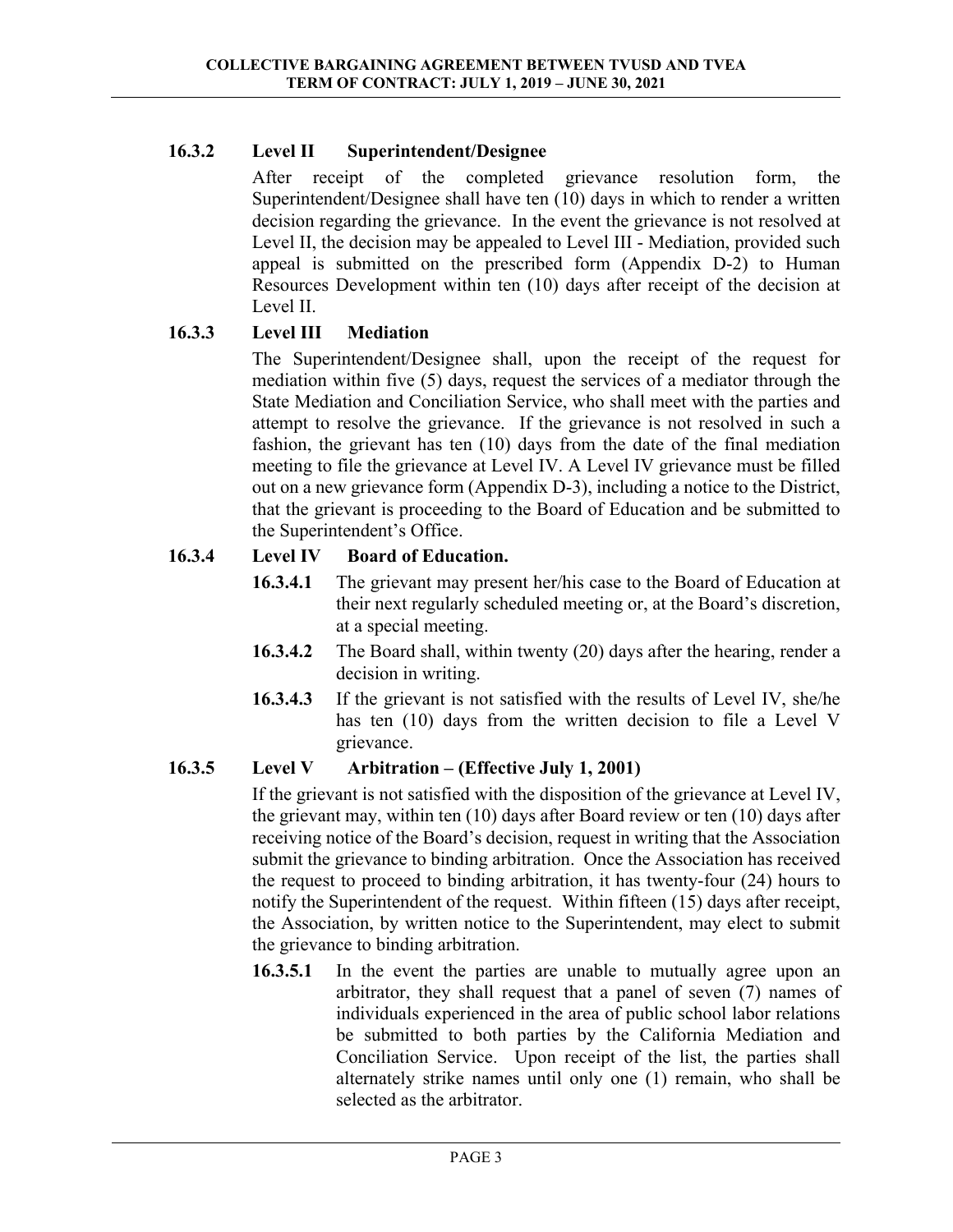### 16.3.2 Level II Superintendent/Designee

After receipt of the completed grievance resolution form, the Superintendent/Designee shall have ten (10) days in which to render a written decision regarding the grievance. In the event the grievance is not resolved at Level II, the decision may be appealed to Level III - Mediation, provided such appeal is submitted on the prescribed form (Appendix D-2) to Human Resources Development within ten (10) days after receipt of the decision at Level II.

### 16.3.3 Level III Mediation

The Superintendent/Designee shall, upon the receipt of the request for mediation within five (5) days, request the services of a mediator through the State Mediation and Conciliation Service, who shall meet with the parties and attempt to resolve the grievance. If the grievance is not resolved in such a fashion, the grievant has ten (10) days from the date of the final mediation meeting to file the grievance at Level IV. A Level IV grievance must be filled out on a new grievance form (Appendix D-3), including a notice to the District, that the grievant is proceeding to the Board of Education and be submitted to the Superintendent's Office.

### 16.3.4 Level IV Board of Education.

**16.3.4.1** The grievant may present her/his case to the Board of Education at their next regularly scheduled meeting or, at the Board's discretion, at a special meeting.

**16.3.4.2** The Board shall, within twenty (20) days after the hearing, render a decision in writing.

**16.3.4.3** If the grievant is not satisfied with the results of Level IV, she/he has ten (10) days from the written decision to file a Level V grievance.

### 16.3.5 Level V Arbitration – (Effective July 1, 2001)

If the grievant is not satisfied with the disposition of the grievance at Level IV, the grievant may, within ten (10) days after Board review or ten (10) days after receiving notice of the Board's decision, request in writing that the Association submit the grievance to binding arbitration. Once the Association has received the request to proceed to binding arbitration, it has twenty-four (24) hours to notify the Superintendent of the request. Within fifteen (15) days after receipt, the Association, by written notice to the Superintendent, may elect to submit the grievance to binding arbitration.

**16.3.5.1** In the event the parties are unable to mutually agree upon an arbitrator, they shall request that a panel of seven (7) names of individuals experienced in the area of public school labor relations be submitted to both parties by the California Mediation and Conciliation Service. Upon receipt of the list, the parties shall alternately strike names until only one (1) remain, who shall be selected as the arbitrator.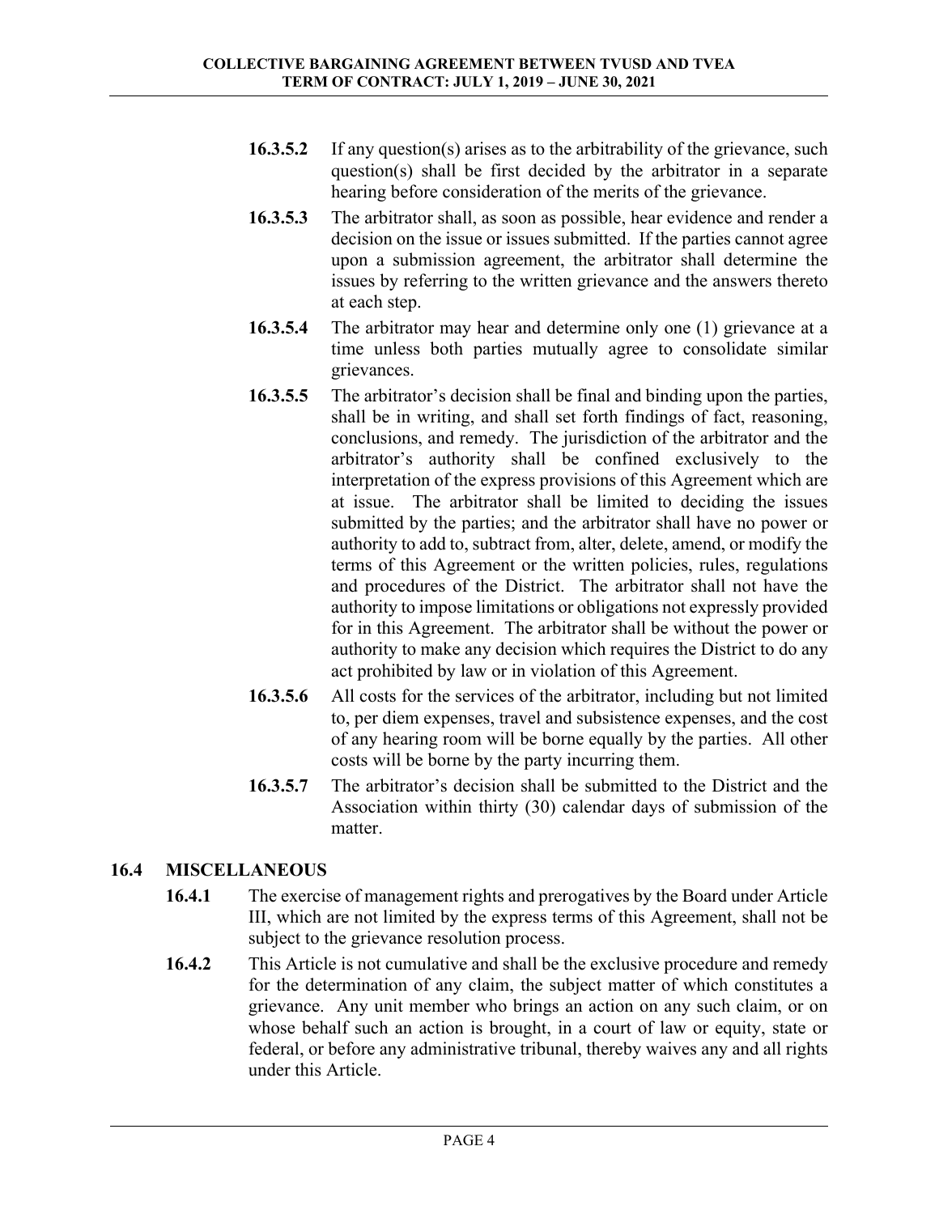**16.3.5.2** If any question(s) arises as to the arbitrability of the grievance, such question(s) shall be first decided by the arbitrator in a separate hearing before consideration of the merits of the grievance.

**16.3.5.3** The arbitrator shall, as soon as possible, hear evidence and render a decision on the issue or issues submitted. If the parties cannot agree upon a submission agreement, the arbitrator shall determine the issues by referring to the written grievance and the answers thereto at each step.

**16.3.5.4** The arbitrator may hear and determine only one (1) grievance at a time unless both parties mutually agree to consolidate similar grievances.

**16.3.5.5** The arbitrator's decision shall be final and binding upon the parties, shall be in writing, and shall set forth findings of fact, reasoning, conclusions, and remedy. The jurisdiction of the arbitrator and the arbitrator's authority shall be confined exclusively to the interpretation of the express provisions of this Agreement which are at issue. The arbitrator shall be limited to deciding the issues submitted by the parties; and the arbitrator shall have no power or authority to add to, subtract from, alter, delete, amend, or modify the terms of this Agreement or the written policies, rules, regulations and procedures of the District. The arbitrator shall not have the authority to impose limitations or obligations not expressly provided for in this Agreement. The arbitrator shall be without the power or authority to make any decision which requires the District to do any act prohibited by law or in violation of this Agreement.

**16.3.5.6** All costs for the services of the arbitrator, including but not limited to, per diem expenses, travel and subsistence expenses, and the cost of any hearing room will be borne equally by the parties. All other costs will be borne by the party incurring them.

**16.3.5.7** The arbitrator's decision shall be submitted to the District and the Association within thirty (30) calendar days of submission of the matter.

## 16.4 MISCELLANEOUS

**16.4.1** The exercise of management rights and prerogatives by the Board under Article III, which are not limited by the express terms of this Agreement, shall not be subject to the grievance resolution process.

**16.4.2** This Article is not cumulative and shall be the exclusive procedure and remedy for the determination of any claim, the subject matter of which constitutes a grievance. Any unit member who brings an action on any such claim, or on whose behalf such an action is brought, in a court of law or equity, state or federal, or before any administrative tribunal, thereby waives any and all rights under this Article.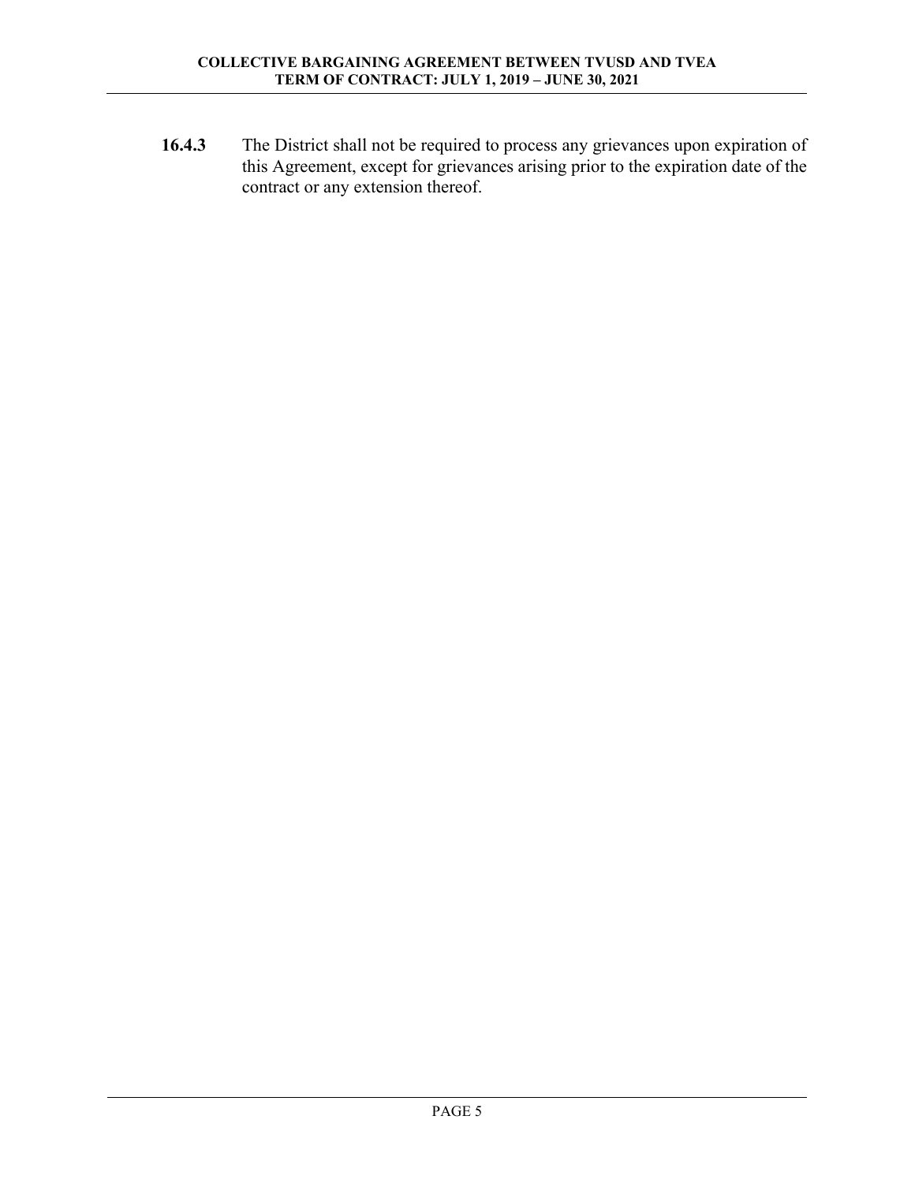**16.4.3** The District shall not be required to process any grievances upon expiration of this Agreement, except for grievances arising prior to the expiration date of the contract or any extension thereof.